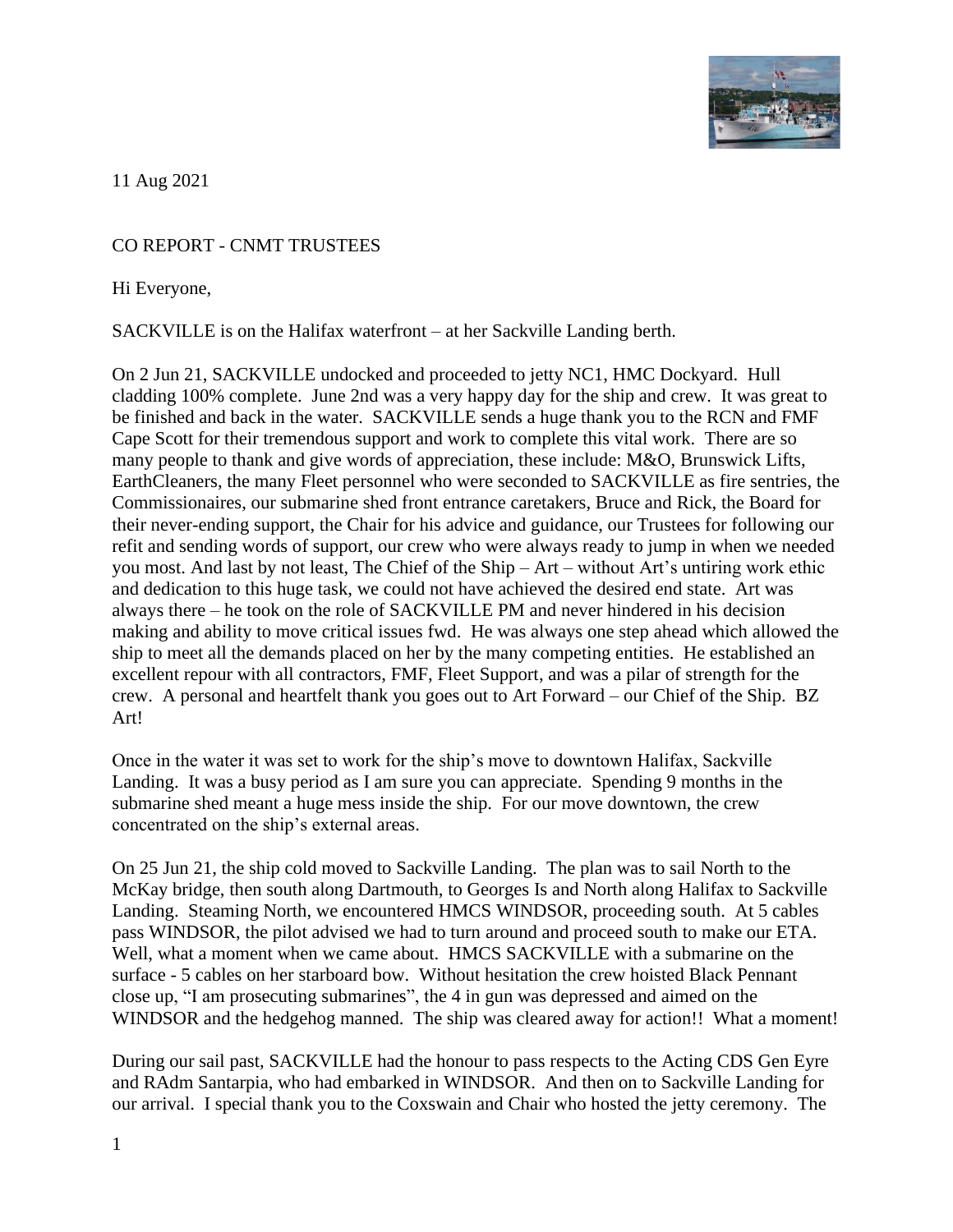11 Aug 2021

CO REPORT - CNMT TRUSTEES

Hi Everyone,

SACKVILLE is on the Halifax waterfront – at her Sackville Landing berth.

On 2 Jun 21, SACKVILLE undocked and proceeded to jetty NC1, HMC Dockyard. Hull cladding 100% complete. June 2nd was a very happy day for the ship and crew. It was great to be finished and back in the water. SACKVILLE sends a huge thank you to the RCN and FMF Cape Scott for their tremendous support and work to complete this vital work. There are so many people to thank and give words of appreciation, these include: M&O, Brunswick Lifts, EarthCleaners, the many Fleet personnel who were seconded to SACKVILLE as fire sentries, the Commissionaires, our submarine shed front entrance caretakers, Bruce and Rick, the Board for their never-ending support, the Chair for his advice and guidance, our Trustees for following our refit and sending words of support, our crew who were always ready to jump in when we needed you most. And last by not least, The Chief of the Ship – Art – without Art's untiring work ethic and dedication to this huge task, we could not have achieved the desired end state. Art was always there – he took on the role of SACKVILLE PM and never hindered in his decision making and ability to move critical issues fwd. He was always one step ahead which allowed the ship to meet all the demands placed on her by the many competing entities. He established an excellent repour with all contractors, FMF, Fleet Support, and was a pilar of strength for the crew. A personal and heartfelt thank you goes out to Art Forward – our Chief of the Ship. BZ Art!

Once in the water it was set to work for the ship's move to downtown Halifax, Sackville Landing. It was a busy period as I am sure you can appreciate. Spending 9 months in the submarine shed meant a huge mess inside the ship. For our move downtown, the crew concentrated on the ship's external areas.

On 25 Jun 21, the ship cold moved to Sackville Landing. The plan was to sail North to the McKay bridge, then south along Dartmouth, to Georges Is and North along Halifax to Sackville Landing. Steaming North, we encountered HMCS WINDSOR, proceeding south. At 5 cables pass WINDSOR, the pilot advised we had to turn around and proceed south to make our ETA. Well, what a moment when we came about. HMCS SACKVILLE with a submarine on the surface - 5 cables on her starboard bow. Without hesitation the crew hoisted Black Pennant close up, "I am prosecuting submarines", the 4 in gun was depressed and aimed on the WINDSOR and the hedgehog manned. The ship was cleared away for action!! What a moment!

During our sail past, SACKVILLE had the honour to pass respects to the Acting CDS Gen Eyre and RAdm Santarpia, who had embarked in WINDSOR. And then on to Sackville Landing for our arrival. I special thank you to the Coxswain and Chair who hosted the jetty ceremony. The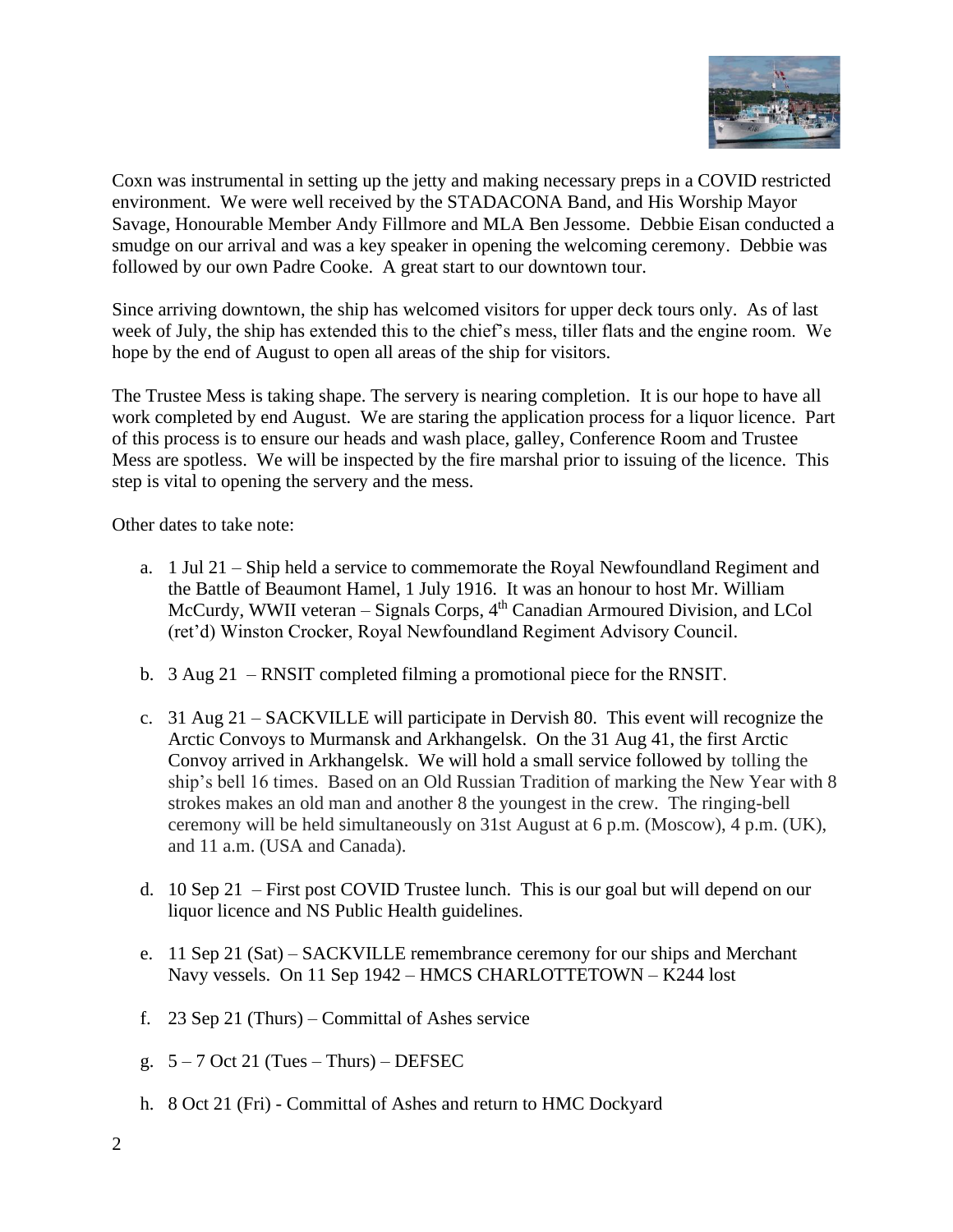Coxn was instrumental in setting up the jetty and making necessary preps in a COVID restricted environment. We were well received by the STADACONA Band, and His Worship Mayor Savage, Honourable Member Andy Fillmore and MLA Ben Jessome. Debbie Eisan conducted a smudge on our arrival and was a key speaker in opening the welcoming ceremony. Debbie was followed by our own Padre Cooke. A great start to our downtown tour.

Since arriving downtown, the ship has welcomed visitors for upper deck tours only. As of last week of July, the ship has extended this to the chief's mess, tiller flats and the engine room. We hope by the end of August to open all areas of the ship for visitors.

The Trustee Mess is taking shape. The servery is nearing completion. It is our hope to have all work completed by end August. We are staring the application process for a liquor licence. Part of this process is to ensure our heads and wash place, galley, Conference Room and Trustee Mess are spotless. We will be inspected by the fire marshal prior to issuing of the licence. This step is vital to opening the servery and the mess.

Other dates to take note:

a. 1 Jul 21 – Ship held a service to commemorate the Royal Newfoundland Regiment and the Battle of Beaumont Hamel, 1 July 1916. It was an honour to host Mr. William McCurdy, WWII veteran – Signals Corps, 4th Canadian Armoured Division, and LCol (ret'd) Winston Crocker, Royal Newfoundland Regiment Advisory Council.

b. 3 Aug 21 – RNSIT completed filming a promotional piece for the RNSIT.

c. 31 Aug 21 – SACKVILLE will participate in Dervish 80. This event will recognize the Arctic Convoys to Murmansk and Arkhangelsk. On the 31 Aug 41, the first Arctic Convoy arrived in Arkhangelsk. We will hold a small service followed by tolling the ship's bell 16 times. Based on an Old Russian Tradition of marking the New Year with 8 strokes makes an old man and another 8 the youngest in the crew. The ringing-bell ceremony will be held simultaneously on 31st August at 6 p.m. (Moscow), 4 p.m. (UK), and 11 a.m. (USA and Canada).

d. 10 Sep 21 – First post COVID Trustee lunch. This is our goal but will depend on our liquor licence and NS Public Health guidelines.

e. 11 Sep 21 (Sat) – SACKVILLE remembrance ceremony for our ships and Merchant Navy vessels. On 11 Sep 1942 – HMCS CHARLOTTETOWN – K244 lost

f. 23 Sep 21 (Thurs) – Committal of Ashes service

g. 5 – 7 Oct 21 (Tues – Thurs) – DEFSEC

h. 8 Oct 21 (Fri) - Committal of Ashes and return to HMC Dockyard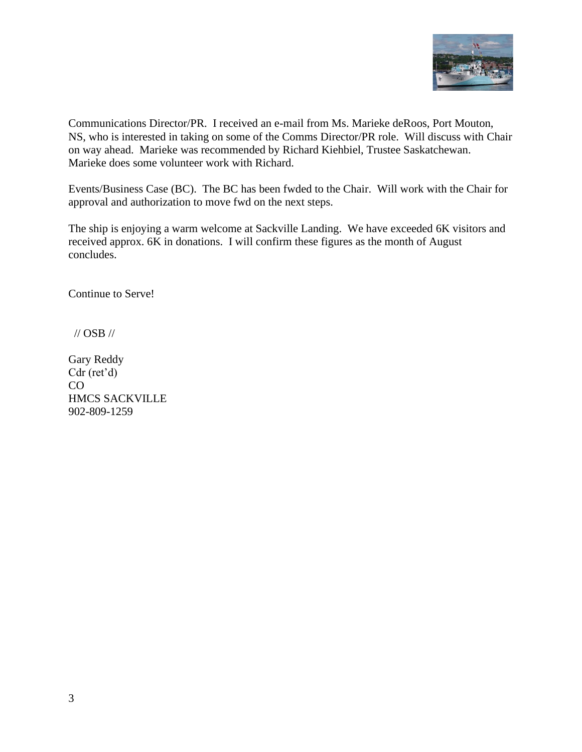Communications Director/PR. I received an e-mail from Ms. Marieke deRoos, Port Mouton, NS, who is interested in taking on some of the Comms Director/PR role. Will discuss with Chair on way ahead. Marieke was recommended by Richard Kiehbiel, Trustee Saskatchewan. Marieke does some volunteer work with Richard.

Events/Business Case (BC). The BC has been fwded to the Chair. Will work with the Chair for approval and authorization to move fwd on the next steps.

The ship is enjoying a warm welcome at Sackville Landing. We have exceeded 6K visitors and received approx. 6K in donations. I will confirm these figures as the month of August concludes.

Continue to Serve!

// OSB //

Gary Reddy
Cdr (ret'd)
CO
HMCS SACKVILLE
902-809-1259